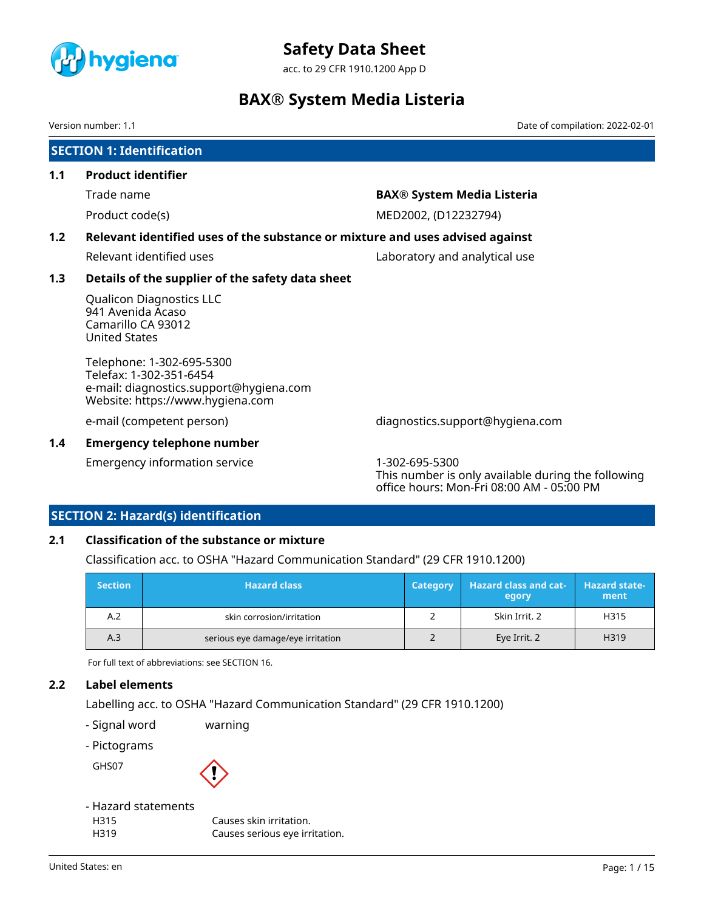# Safety Data Sheet

acc. to 29 CFR 1910.1200 App D

# BAX® System Media Listeria

Version number: 1.1

Date of compilation: 2022-02-01

## SECTION 1: Identification

### 1.1 Product identifier

Trade name: **BAX® System Media Listeria**

Product code(s): MED2002, (D12232794)

### 1.2 Relevant identified uses of the substance or mixture and uses advised against

Relevant identified uses: Laboratory and analytical use

### 1.3 Details of the supplier of the safety data sheet

Qualicon Diagnostics LLC
941 Avenida Acaso
Camarillo CA 93012
United States

Telephone: 1-302-695-5300
Telefax: 1-302-351-6454
e-mail: diagnostics.support@hygiena.com
Website: https://www.hygiena.com

e-mail (competent person): diagnostics.support@hygiena.com

### 1.4 Emergency telephone number

Emergency information service: 1-302-695-5300
This number is only available during the following office hours: Mon-Fri 08:00 AM - 05:00 PM

## SECTION 2: Hazard(s) identification

### 2.1 Classification of the substance or mixture

Classification acc. to OSHA "Hazard Communication Standard" (29 CFR 1910.1200)

| Section | Hazard class | Category | Hazard class and category | Hazard statement |
|---|---|---|---|---|
| A.2 | skin corrosion/irritation | 2 | Skin Irrit. 2 | H315 |
| A.3 | serious eye damage/eye irritation | 2 | Eye Irrit. 2 | H319 |

For full text of abbreviations: see SECTION 16.

### 2.2 Label elements

Labelling acc. to OSHA "Hazard Communication Standard" (29 CFR 1910.1200)

- Signal word: warning
- Pictograms

GHS07

- Hazard statements

H315 Causes skin irritation.
H319 Causes serious eye irritation.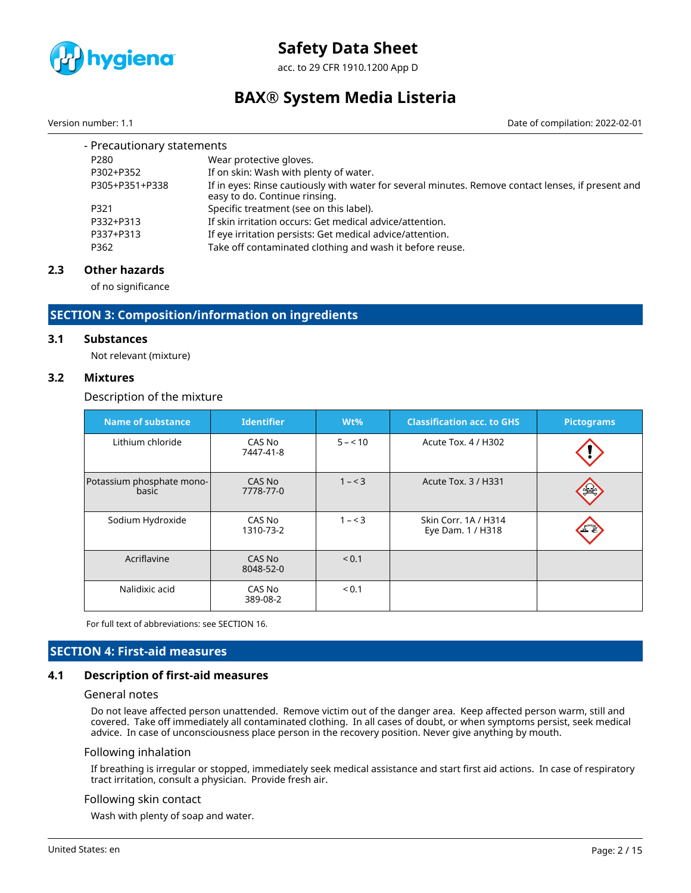- Precautionary statements

| | |
|---|---|
| P280 | Wear protective gloves. |
| P302+P352 | If on skin: Wash with plenty of water. |
| P305+P351+P338 | If in eyes: Rinse cautiously with water for several minutes. Remove contact lenses, if present and easy to do. Continue rinsing. |
| P321 | Specific treatment (see on this label). |
| P332+P313 | If skin irritation occurs: Get medical advice/attention. |
| P337+P313 | If eye irritation persists: Get medical advice/attention. |
| P362 | Take off contaminated clothing and wash it before reuse. |

### 2.3 Other hazards

of no significance

## SECTION 3: Composition/information on ingredients

### 3.1 Substances

Not relevant (mixture)

### 3.2 Mixtures

Description of the mixture

| Name of substance | Identifier | Wt% | Classification acc. to GHS | Pictograms |
|---|---|---|---|---|
| Lithium chloride | CAS No 7447-41-8 | 5 – < 10 | Acute Tox. 4 / H302 | ⚠ |
| Potassium phosphate mono-basic | CAS No 7778-77-0 | 1 – < 3 | Acute Tox. 3 / H331 | ☠ |
| Sodium Hydroxide | CAS No 1310-73-2 | 1 – < 3 | Skin Corr. 1A / H314<br>Eye Dam. 1 / H318 | corrosion |
| Acriflavine | CAS No 8048-52-0 | < 0.1 | | |
| Nalidixic acid | CAS No 389-08-2 | < 0.1 | | |

For full text of abbreviations: see SECTION 16.

## SECTION 4: First-aid measures

### 4.1 Description of first-aid measures

General notes

Do not leave affected person unattended. Remove victim out of the danger area. Keep affected person warm, still and covered. Take off immediately all contaminated clothing. In all cases of doubt, or when symptoms persist, seek medical advice. In case of unconsciousness place person in the recovery position. Never give anything by mouth.

Following inhalation

If breathing is irregular or stopped, immediately seek medical assistance and start first aid actions. In case of respiratory tract irritation, consult a physician. Provide fresh air.

Following skin contact

Wash with plenty of soap and water.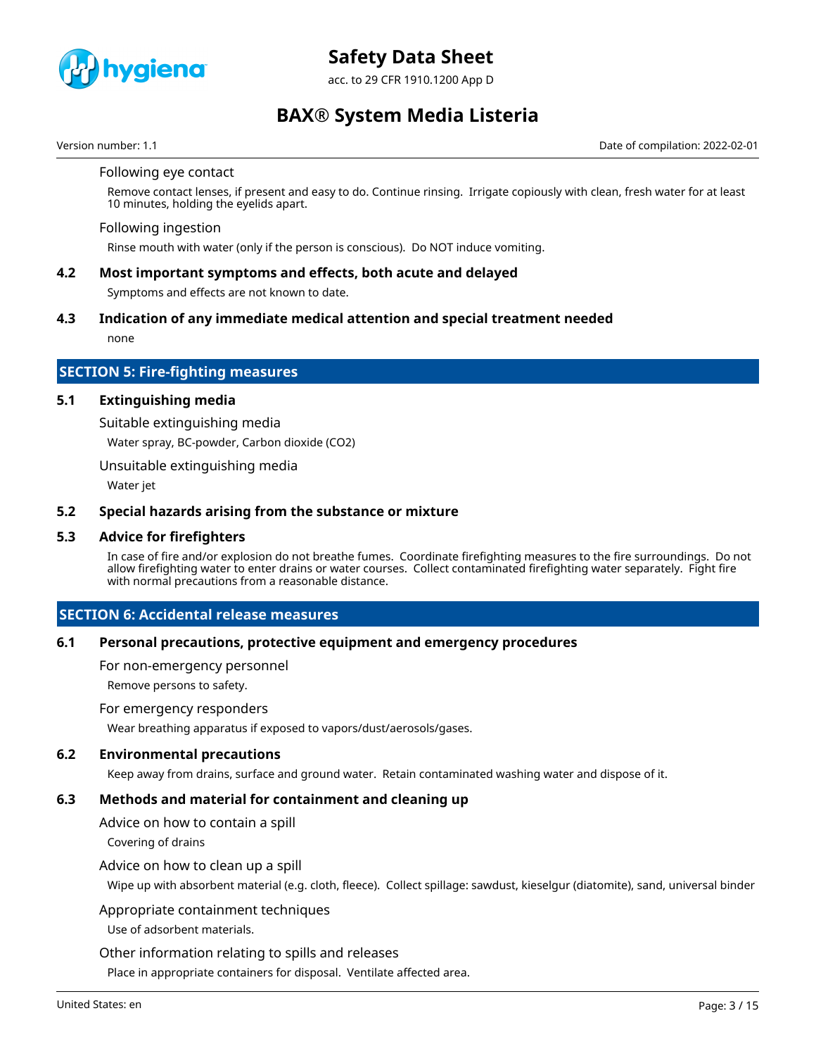#### Following eye contact

Remove contact lenses, if present and easy to do. Continue rinsing. Irrigate copiously with clean, fresh water for at least 10 minutes, holding the eyelids apart.

#### Following ingestion

Rinse mouth with water (only if the person is conscious). Do NOT induce vomiting.

### 4.2 Most important symptoms and effects, both acute and delayed

Symptoms and effects are not known to date.

### 4.3 Indication of any immediate medical attention and special treatment needed

none

## SECTION 5: Fire-fighting measures

### 5.1 Extinguishing media

#### Suitable extinguishing media

Water spray, BC-powder, Carbon dioxide ($CO_2$)

#### Unsuitable extinguishing media

Water jet

### 5.2 Special hazards arising from the substance or mixture

### 5.3 Advice for firefighters

In case of fire and/or explosion do not breathe fumes. Coordinate firefighting measures to the fire surroundings. Do not allow firefighting water to enter drains or water courses. Collect contaminated firefighting water separately. Fight fire with normal precautions from a reasonable distance.

## SECTION 6: Accidental release measures

### 6.1 Personal precautions, protective equipment and emergency procedures

#### For non-emergency personnel

Remove persons to safety.

#### For emergency responders

Wear breathing apparatus if exposed to vapors/dust/aerosols/gases.

### 6.2 Environmental precautions

Keep away from drains, surface and ground water. Retain contaminated washing water and dispose of it.

### 6.3 Methods and material for containment and cleaning up

#### Advice on how to contain a spill

Covering of drains

#### Advice on how to clean up a spill

Wipe up with absorbent material (e.g. cloth, fleece). Collect spillage: sawdust, kieselgur (diatomite), sand, universal binder

#### Appropriate containment techniques

Use of adsorbent materials.

#### Other information relating to spills and releases

Place in appropriate containers for disposal. Ventilate affected area.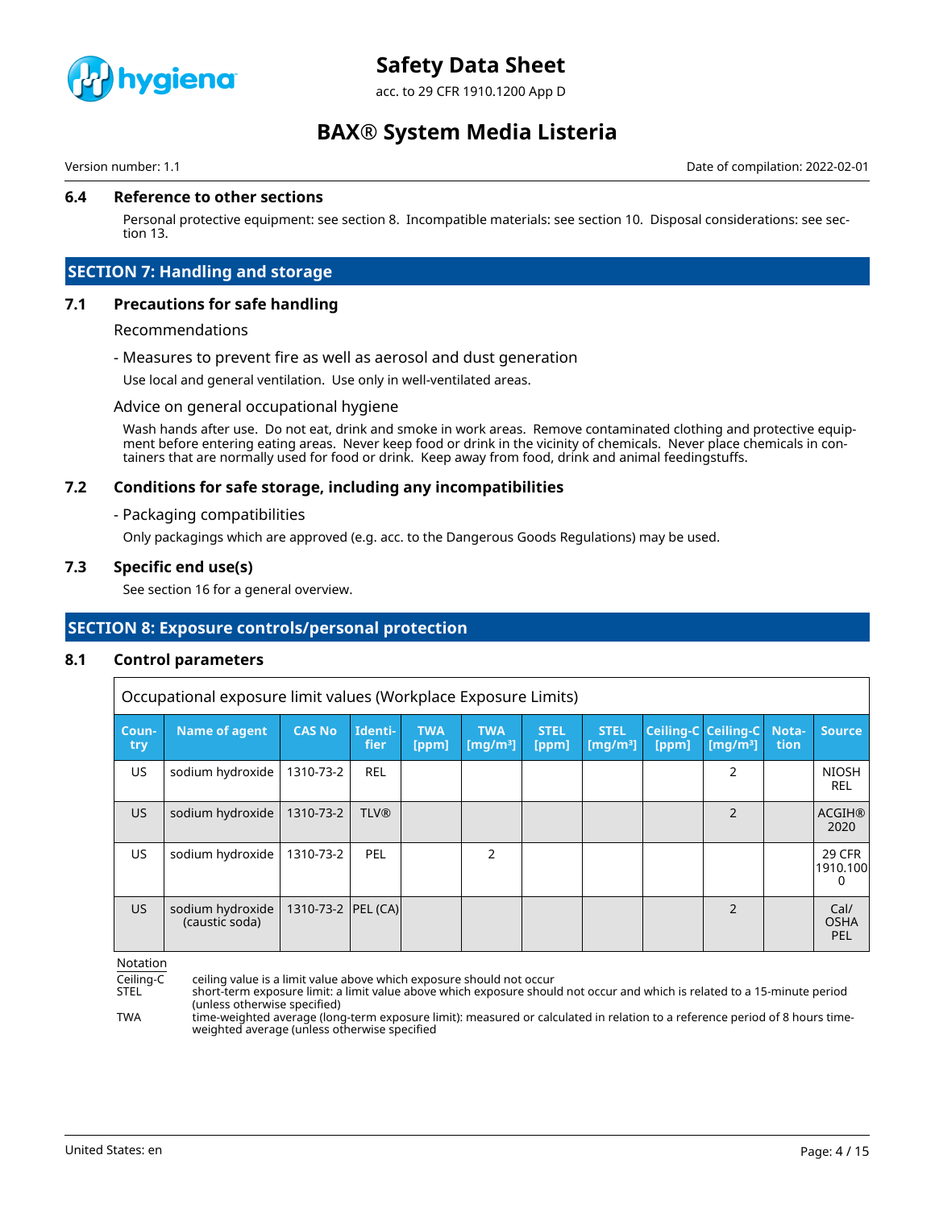### 6.4 Reference to other sections

Personal protective equipment: see section 8. Incompatible materials: see section 10. Disposal considerations: see section 13.

## SECTION 7: Handling and storage

### 7.1 Precautions for safe handling

Recommendations

- Measures to prevent fire as well as aerosol and dust generation

Use local and general ventilation. Use only in well-ventilated areas.

Advice on general occupational hygiene

Wash hands after use. Do not eat, drink and smoke in work areas. Remove contaminated clothing and protective equipment before entering eating areas. Never keep food or drink in the vicinity of chemicals. Never place chemicals in containers that are normally used for food or drink. Keep away from food, drink and animal feedingstuffs.

### 7.2 Conditions for safe storage, including any incompatibilities

- Packaging compatibilities

Only packagings which are approved (e.g. acc. to the Dangerous Goods Regulations) may be used.

### 7.3 Specific end use(s)

See section 16 for a general overview.

## SECTION 8: Exposure controls/personal protection

### 8.1 Control parameters

Occupational exposure limit values (Workplace Exposure Limits)

| Country | Name of agent | CAS No | Identifier | TWA [ppm] | TWA [mg/m³] | STEL [ppm] | STEL [mg/m³] | Ceiling-C [ppm] | Ceiling-C [mg/m³] | Notation | Source |
|---|---|---|---|---|---|---|---|---|---|---|---|
| US | sodium hydroxide | 1310-73-2 | REL | | | | | | 2 | | NIOSH REL |
| US | sodium hydroxide | 1310-73-2 | TLV® | | | | | | 2 | | ACGIH® 2020 |
| US | sodium hydroxide | 1310-73-2 | PEL | | 2 | | | | | | 29 CFR 1910.1000 |
| US | sodium hydroxide (caustic soda) | 1310-73-2 | PEL (CA) | | | | | | 2 | | Cal/ OSHA PEL |

Notation

Ceiling-C ceiling value is a limit value above which exposure should not occur

STEL short-term exposure limit: a limit value above which exposure should not occur and which is related to a 15-minute period (unless otherwise specified)

TWA time-weighted average (long-term exposure limit): measured or calculated in relation to a reference period of 8 hours time-weighted average (unless otherwise specified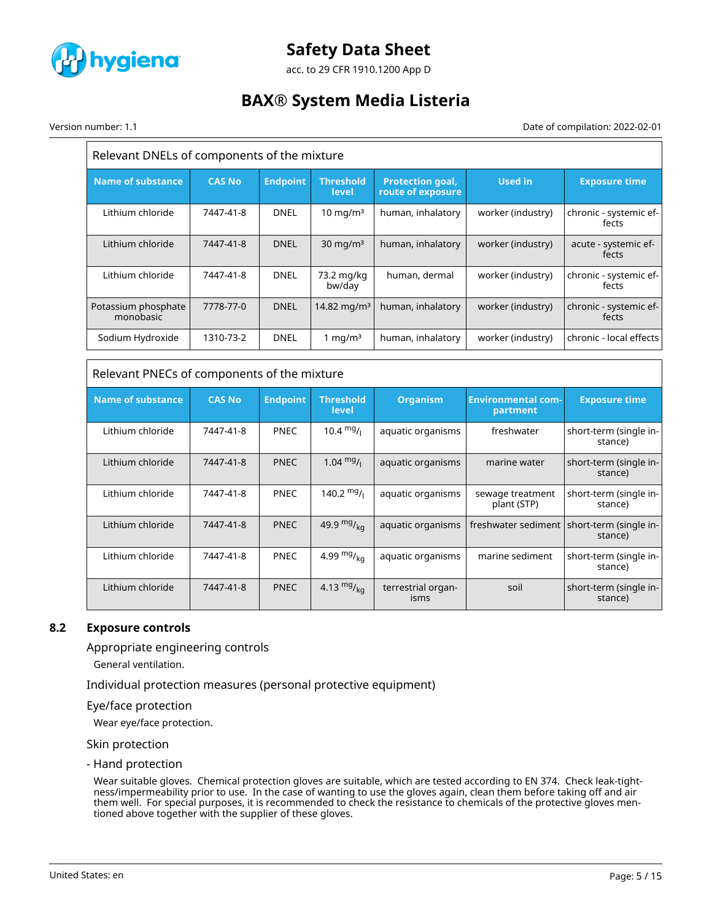| Relevant DNELs of components of the mixture | | | | | | |
|---|---|---|---|---|---|---|
| **Name of substance** | **CAS No** | **Endpoint** | **Threshold level** | **Protection goal, route of exposure** | **Used in** | **Exposure time** |
| Lithium chloride | 7447-41-8 | DNEL | 10 mg/m³ | human, inhalatory | worker (industry) | chronic - systemic effects |
| Lithium chloride | 7447-41-8 | DNEL | 30 mg/m³ | human, inhalatory | worker (industry) | acute - systemic effects |
| Lithium chloride | 7447-41-8 | DNEL | 73.2 mg/kg bw/day | human, dermal | worker (industry) | chronic - systemic effects |
| Potassium phosphate monobasic | 7778-77-0 | DNEL | 14.82 mg/m³ | human, inhalatory | worker (industry) | chronic - systemic effects |
| Sodium Hydroxide | 1310-73-2 | DNEL | 1 mg/m³ | human, inhalatory | worker (industry) | chronic - local effects |

| Relevant PNECs of components of the mixture | | | | | | |
|---|---|---|---|---|---|---|
| **Name of substance** | **CAS No** | **Endpoint** | **Threshold level** | **Organism** | **Environmental compartment** | **Exposure time** |
| Lithium chloride | 7447-41-8 | PNEC | 10.4 $^{mg}/_{l}$ | aquatic organisms | freshwater | short-term (single instance) |
| Lithium chloride | 7447-41-8 | PNEC | 1.04 $^{mg}/_{l}$ | aquatic organisms | marine water | short-term (single instance) |
| Lithium chloride | 7447-41-8 | PNEC | 140.2 $^{mg}/_{l}$ | aquatic organisms | sewage treatment plant (STP) | short-term (single instance) |
| Lithium chloride | 7447-41-8 | PNEC | 49.9 $^{mg}/_{kg}$ | aquatic organisms | freshwater sediment | short-term (single instance) |
| Lithium chloride | 7447-41-8 | PNEC | 4.99 $^{mg}/_{kg}$ | aquatic organisms | marine sediment | short-term (single instance) |
| Lithium chloride | 7447-41-8 | PNEC | 4.13 $^{mg}/_{kg}$ | terrestrial organisms | soil | short-term (single instance) |

## 8.2 Exposure controls

### Appropriate engineering controls

General ventilation.

### Individual protection measures (personal protective equipment)

### Eye/face protection

Wear eye/face protection.

### Skin protection

#### - Hand protection

Wear suitable gloves. Chemical protection gloves are suitable, which are tested according to EN 374. Check leak-tightness/impermeability prior to use. In the case of wanting to use the gloves again, clean them before taking off and air them well. For special purposes, it is recommended to check the resistance to chemicals of the protective gloves mentioned above together with the supplier of these gloves.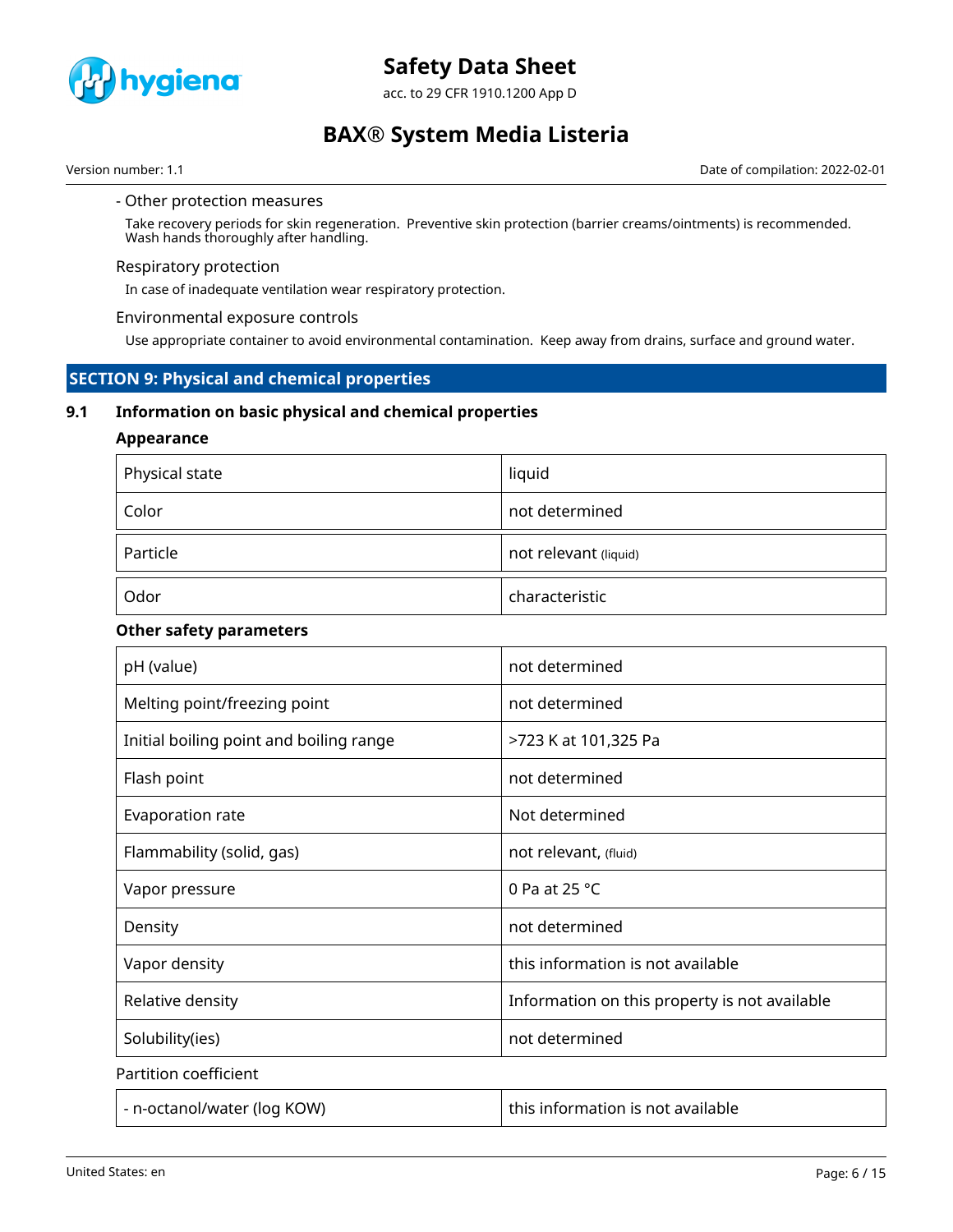- Other protection measures

Take recovery periods for skin regeneration. Preventive skin protection (barrier creams/ointments) is recommended. Wash hands thoroughly after handling.

Respiratory protection

In case of inadequate ventilation wear respiratory protection.

Environmental exposure controls

Use appropriate container to avoid environmental contamination. Keep away from drains, surface and ground water.

## SECTION 9: Physical and chemical properties

### 9.1 Information on basic physical and chemical properties

**Appearance**

| | |
|---|---|
| Physical state | liquid |
| Color | not determined |
| Particle | not relevant (liquid) |
| Odor | characteristic |

**Other safety parameters**

| | |
|---|---|
| pH (value) | not determined |
| Melting point/freezing point | not determined |
| Initial boiling point and boiling range | >723 K at 101,325 Pa |
| Flash point | not determined |
| Evaporation rate | Not determined |
| Flammability (solid, gas) | not relevant, (fluid) |
| Vapor pressure | 0 Pa at 25 °C |
| Density | not determined |
| Vapor density | this information is not available |
| Relative density | Information on this property is not available |
| Solubility(ies) | not determined |

Partition coefficient

| | |
|---|---|
| - n-octanol/water (log KOW) | this information is not available |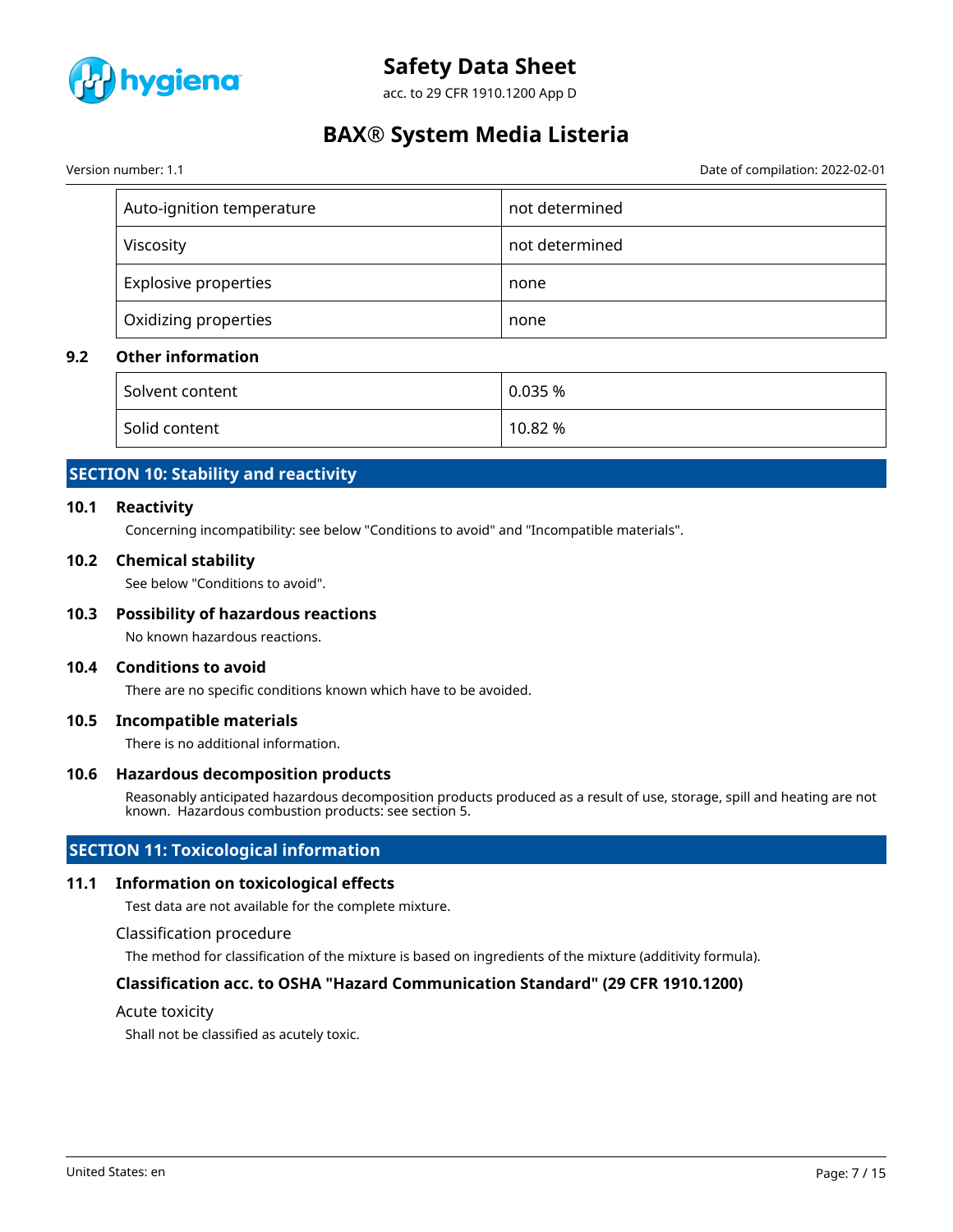| Auto-ignition temperature | not determined |
|---|---|
| Viscosity | not determined |
| Explosive properties | none |
| Oxidizing properties | none |

### 9.2 Other information

| Solvent content | 0.035 % |
|---|---|
| Solid content | 10.82 % |

## SECTION 10: Stability and reactivity

### 10.1 Reactivity

Concerning incompatibility: see below "Conditions to avoid" and "Incompatible materials".

### 10.2 Chemical stability

See below "Conditions to avoid".

### 10.3 Possibility of hazardous reactions

No known hazardous reactions.

### 10.4 Conditions to avoid

There are no specific conditions known which have to be avoided.

### 10.5 Incompatible materials

There is no additional information.

### 10.6 Hazardous decomposition products

Reasonably anticipated hazardous decomposition products produced as a result of use, storage, spill and heating are not known. Hazardous combustion products: see section 5.

## SECTION 11: Toxicological information

### 11.1 Information on toxicological effects

Test data are not available for the complete mixture.

Classification procedure

The method for classification of the mixture is based on ingredients of the mixture (additivity formula).

**Classification acc. to OSHA "Hazard Communication Standard" (29 CFR 1910.1200)**

Acute toxicity

Shall not be classified as acutely toxic.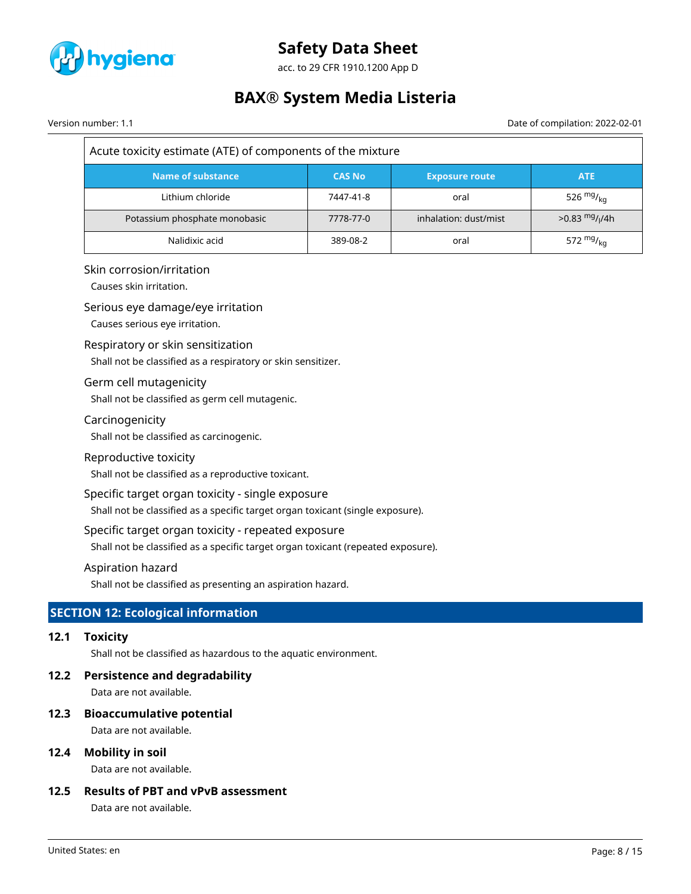| Acute toxicity estimate (ATE) of components of the mixture | | | |
|---|---|---|---|
| **Name of substance** | **CAS No** | **Exposure route** | **ATE** |
| Lithium chloride | 7447-41-8 | oral | 526 $^{mg}/_{kg}$ |
| Potassium phosphate monobasic | 7778-77-0 | inhalation: dust/mist | >0.83 $^{mg}/_{l}$/4h |
| Nalidixic acid | 389-08-2 | oral | 572 $^{mg}/_{kg}$ |

Skin corrosion/irritation

Causes skin irritation.

Serious eye damage/eye irritation

Causes serious eye irritation.

Respiratory or skin sensitization

Shall not be classified as a respiratory or skin sensitizer.

Germ cell mutagenicity

Shall not be classified as germ cell mutagenic.

Carcinogenicity

Shall not be classified as carcinogenic.

Reproductive toxicity

Shall not be classified as a reproductive toxicant.

Specific target organ toxicity - single exposure

Shall not be classified as a specific target organ toxicant (single exposure).

Specific target organ toxicity - repeated exposure

Shall not be classified as a specific target organ toxicant (repeated exposure).

Aspiration hazard

Shall not be classified as presenting an aspiration hazard.

## SECTION 12: Ecological information

### 12.1 Toxicity

Shall not be classified as hazardous to the aquatic environment.

### 12.2 Persistence and degradability

Data are not available.

### 12.3 Bioaccumulative potential

Data are not available.

### 12.4 Mobility in soil

Data are not available.

### 12.5 Results of PBT and vPvB assessment

Data are not available.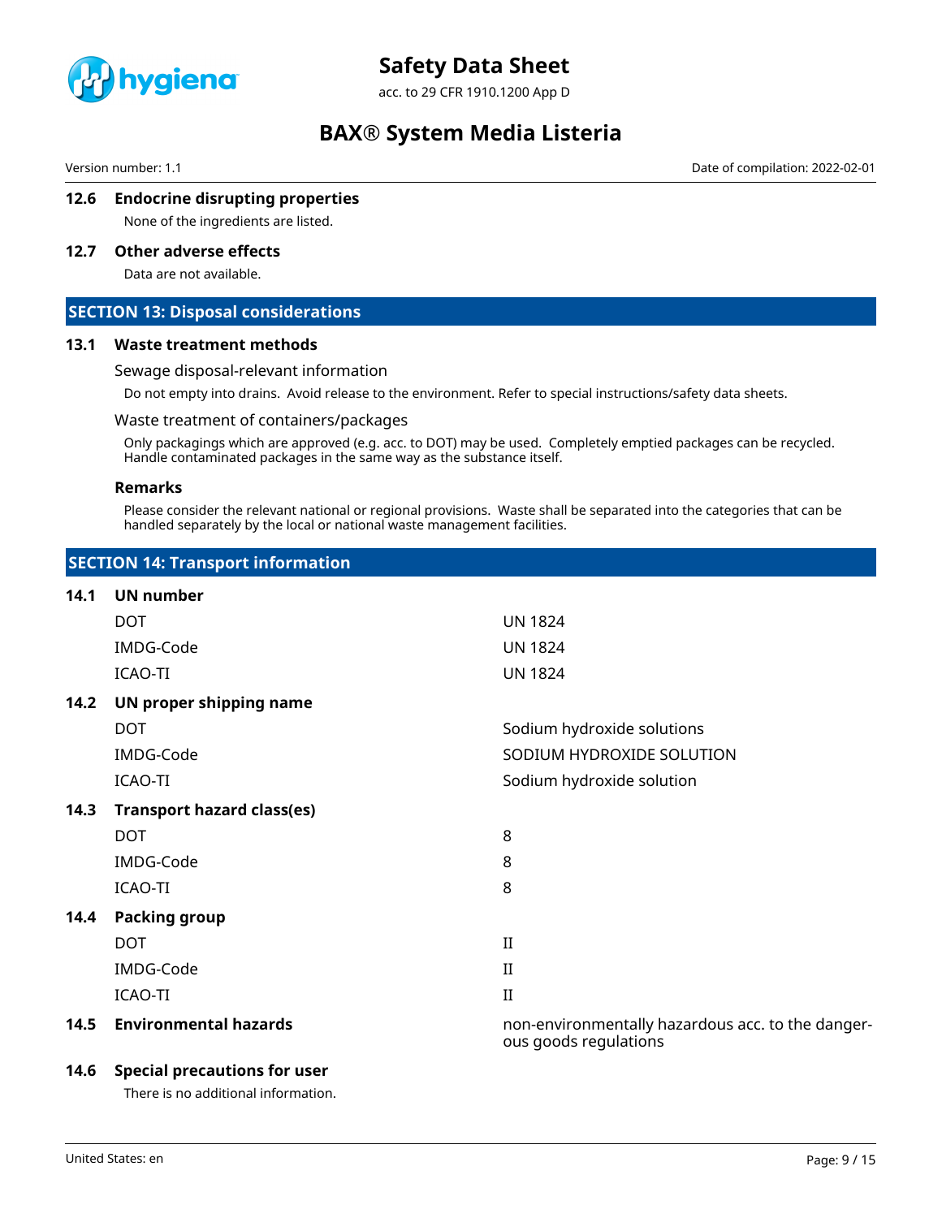### 12.6 Endocrine disrupting properties

None of the ingredients are listed.

### 12.7 Other adverse effects

Data are not available.

## SECTION 13: Disposal considerations

### 13.1 Waste treatment methods

Sewage disposal-relevant information

Do not empty into drains. Avoid release to the environment. Refer to special instructions/safety data sheets.

Waste treatment of containers/packages

Only packagings which are approved (e.g. acc. to DOT) may be used. Completely emptied packages can be recycled. Handle contaminated packages in the same way as the substance itself.

**Remarks**

Please consider the relevant national or regional provisions. Waste shall be separated into the categories that can be handled separately by the local or national waste management facilities.

## SECTION 14: Transport information

### 14.1 UN number

| | |
|---|---|
| DOT | UN 1824 |
| IMDG-Code | UN 1824 |
| ICAO-TI | UN 1824 |

### 14.2 UN proper shipping name

| | |
|---|---|
| DOT | Sodium hydroxide solutions |
| IMDG-Code | SODIUM HYDROXIDE SOLUTION |
| ICAO-TI | Sodium hydroxide solution |

### 14.3 Transport hazard class(es)

| | |
|---|---|
| DOT | 8 |
| IMDG-Code | 8 |
| ICAO-TI | 8 |

### 14.4 Packing group

| | |
|---|---|
| DOT | II |
| IMDG-Code | II |
| ICAO-TI | II |

### 14.5 Environmental hazards

non-environmentally hazardous acc. to the dangerous goods regulations

### 14.6 Special precautions for user

There is no additional information.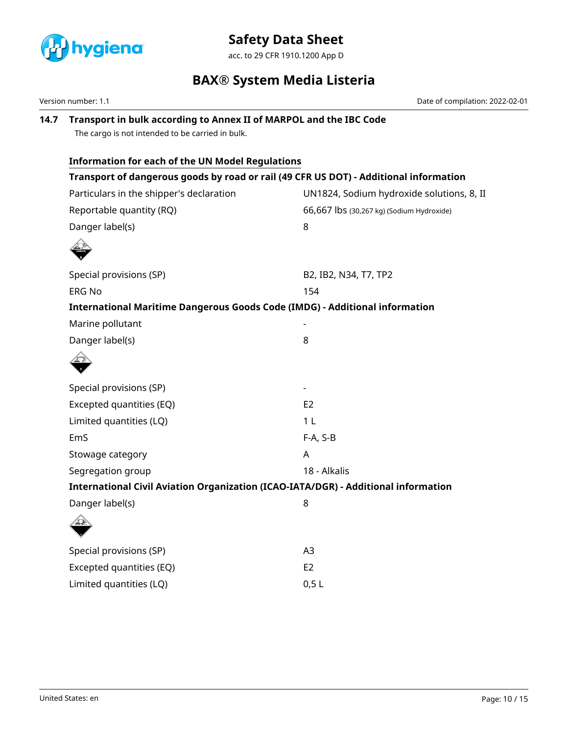## 14.7 Transport in bulk according to Annex II of MARPOL and the IBC Code

The cargo is not intended to be carried in bulk.

### Information for each of the UN Model Regulations

#### Transport of dangerous goods by road or rail (49 CFR US DOT) - Additional information

| | |
|---|---|
| Particulars in the shipper's declaration | UN1824, Sodium hydroxide solutions, 8, II |
| Reportable quantity (RQ) | 66,667 lbs (30,267 kg) (Sodium Hydroxide) |
| Danger label(s) | 8 |
| Special provisions (SP) | B2, IB2, N34, T7, TP2 |
| ERG No | 154 |

#### International Maritime Dangerous Goods Code (IMDG) - Additional information

| | |
|---|---|
| Marine pollutant | - |
| Danger label(s) | 8 |
| Special provisions (SP) | - |
| Excepted quantities (EQ) | E2 |
| Limited quantities (LQ) | 1 L |
| EmS | F-A, S-B |
| Stowage category | A |
| Segregation group | 18 - Alkalis |

#### International Civil Aviation Organization (ICAO-IATA/DGR) - Additional information

| | |
|---|---|
| Danger label(s) | 8 |
| Special provisions (SP) | A3 |
| Excepted quantities (EQ) | E2 |
| Limited quantities (LQ) | 0,5 L |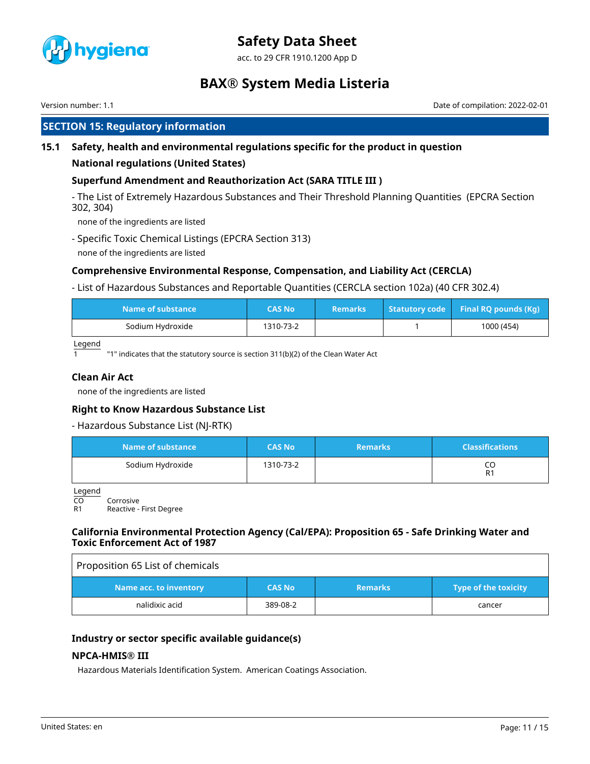## SECTION 15: Regulatory information

### 15.1 Safety, health and environmental regulations specific for the product in question

**National regulations (United States)**

#### Superfund Amendment and Reauthorization Act (SARA TITLE III )

- The List of Extremely Hazardous Substances and Their Threshold Planning Quantities (EPCRA Section 302, 304)

none of the ingredients are listed

- Specific Toxic Chemical Listings (EPCRA Section 313)

none of the ingredients are listed

#### Comprehensive Environmental Response, Compensation, and Liability Act (CERCLA)

- List of Hazardous Substances and Reportable Quantities (CERCLA section 102a) (40 CFR 302.4)

| Name of substance | CAS No | Remarks | Statutory code | Final RQ pounds (Kg) |
|---|---|---|---|---|
| Sodium Hydroxide | 1310-73-2 | | 1 | 1000 (454) |

Legend

1 "1" indicates that the statutory source is section 311(b)(2) of the Clean Water Act

#### Clean Air Act

none of the ingredients are listed

#### Right to Know Hazardous Substance List

- Hazardous Substance List (NJ-RTK)

| Name of substance | CAS No | Remarks | Classifications |
|---|---|---|---|
| Sodium Hydroxide | 1310-73-2 | | CO R1 |

Legend

CO Corrosive
R1 Reactive - First Degree

#### California Environmental Protection Agency (Cal/EPA): Proposition 65 - Safe Drinking Water and Toxic Enforcement Act of 1987

Proposition 65 List of chemicals

| Name acc. to inventory | CAS No | Remarks | Type of the toxicity |
|---|---|---|---|
| nalidixic acid | 389-08-2 | | cancer |

#### Industry or sector specific available guidance(s)

#### NPCA-HMIS® III

Hazardous Materials Identification System. American Coatings Association.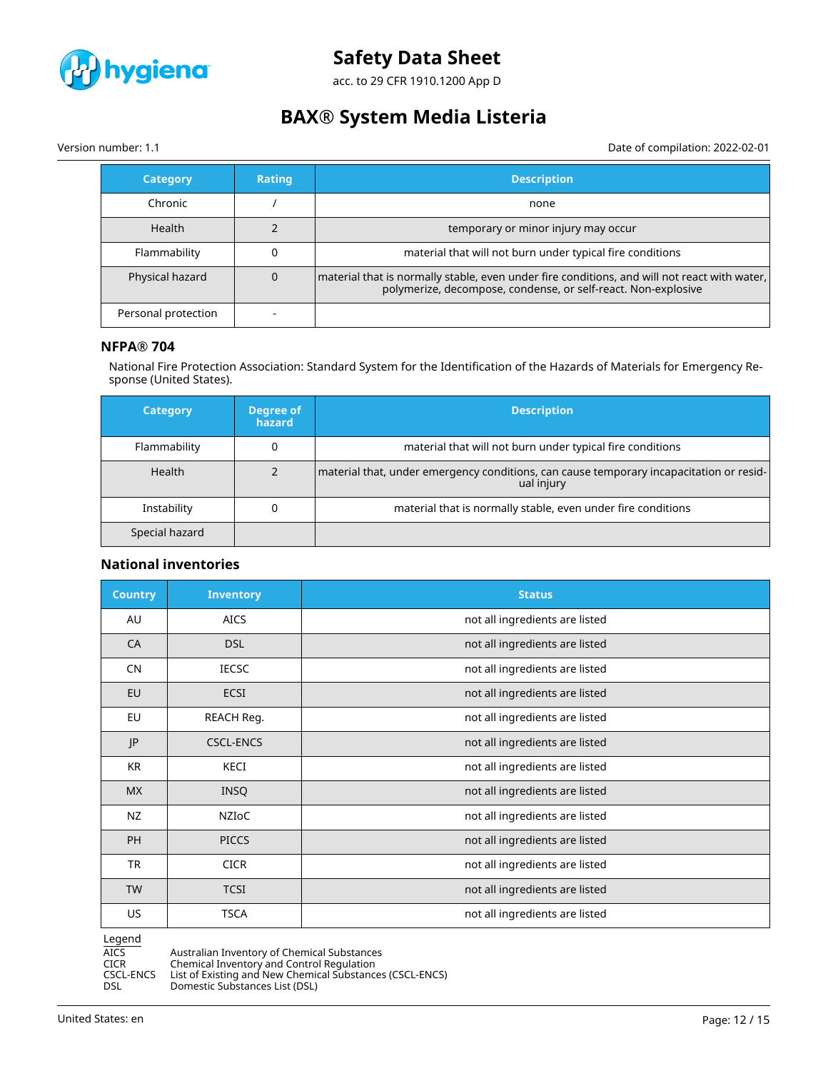| Category | Rating | Description |
| --- | --- | --- |
| Chronic | / | none |
| Health | 2 | temporary or minor injury may occur |
| Flammability | 0 | material that will not burn under typical fire conditions |
| Physical hazard | 0 | material that is normally stable, even under fire conditions, and will not react with water, polymerize, decompose, condense, or self-react. Non-explosive |
| Personal protection | - | |

### NFPA® 704

National Fire Protection Association: Standard System for the Identification of the Hazards of Materials for Emergency Response (United States).

| Category | Degree of hazard | Description |
| --- | --- | --- |
| Flammability | 0 | material that will not burn under typical fire conditions |
| Health | 2 | material that, under emergency conditions, can cause temporary incapacitation or residual injury |
| Instability | 0 | material that is normally stable, even under fire conditions |
| Special hazard | | |

### National inventories

| Country | Inventory | Status |
| --- | --- | --- |
| AU | AICS | not all ingredients are listed |
| CA | DSL | not all ingredients are listed |
| CN | IECSC | not all ingredients are listed |
| EU | ECSI | not all ingredients are listed |
| EU | REACH Reg. | not all ingredients are listed |
| JP | CSCL-ENCS | not all ingredients are listed |
| KR | KECI | not all ingredients are listed |
| MX | INSQ | not all ingredients are listed |
| NZ | NZIoC | not all ingredients are listed |
| PH | PICCS | not all ingredients are listed |
| TR | CICR | not all ingredients are listed |
| TW | TCSI | not all ingredients are listed |
| US | TSCA | not all ingredients are listed |

Legend

| | |
| --- | --- |
| AICS | Australian Inventory of Chemical Substances |
| CICR | Chemical Inventory and Control Regulation |
| CSCL-ENCS | List of Existing and New Chemical Substances (CSCL-ENCS) |
| DSL | Domestic Substances List (DSL) |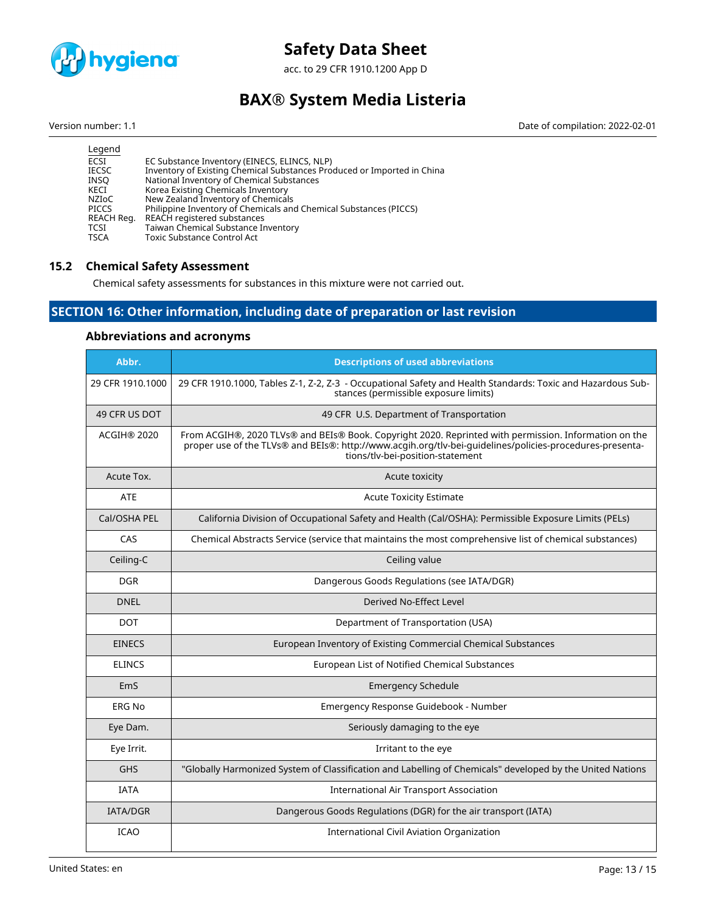Legend

| | |
|---|---|
| ECSI | EC Substance Inventory (EINECS, ELINCS, NLP) |
| IECSC | Inventory of Existing Chemical Substances Produced or Imported in China |
| INSQ | National Inventory of Chemical Substances |
| KECI | Korea Existing Chemicals Inventory |
| NZIoC | New Zealand Inventory of Chemicals |
| PICCS | Philippine Inventory of Chemicals and Chemical Substances (PICCS) |
| REACH Reg. | REACH registered substances |
| TCSI | Taiwan Chemical Substance Inventory |
| TSCA | Toxic Substance Control Act |

## 15.2 Chemical Safety Assessment

Chemical safety assessments for substances in this mixture were not carried out.

# SECTION 16: Other information, including date of preparation or last revision

### Abbreviations and acronyms

| Abbr. | Descriptions of used abbreviations |
|---|---|
| 29 CFR 1910.1000 | 29 CFR 1910.1000, Tables Z-1, Z-2, Z-3 - Occupational Safety and Health Standards: Toxic and Hazardous Substances (permissible exposure limits) |
| 49 CFR US DOT | 49 CFR U.S. Department of Transportation |
| ACGIH® 2020 | From ACGIH®, 2020 TLVs® and BEIs® Book. Copyright 2020. Reprinted with permission. Information on the proper use of the TLVs® and BEIs®: http://www.acgih.org/tlv-bei-guidelines/policies-procedures-presentations/tlv-bei-position-statement |
| Acute Tox. | Acute toxicity |
| ATE | Acute Toxicity Estimate |
| Cal/OSHA PEL | California Division of Occupational Safety and Health (Cal/OSHA): Permissible Exposure Limits (PELs) |
| CAS | Chemical Abstracts Service (service that maintains the most comprehensive list of chemical substances) |
| Ceiling-C | Ceiling value |
| DGR | Dangerous Goods Regulations (see IATA/DGR) |
| DNEL | Derived No-Effect Level |
| DOT | Department of Transportation (USA) |
| EINECS | European Inventory of Existing Commercial Chemical Substances |
| ELINCS | European List of Notified Chemical Substances |
| EmS | Emergency Schedule |
| ERG No | Emergency Response Guidebook - Number |
| Eye Dam. | Seriously damaging to the eye |
| Eye Irrit. | Irritant to the eye |
| GHS | "Globally Harmonized System of Classification and Labelling of Chemicals" developed by the United Nations |
| IATA | International Air Transport Association |
| IATA/DGR | Dangerous Goods Regulations (DGR) for the air transport (IATA) |
| ICAO | International Civil Aviation Organization |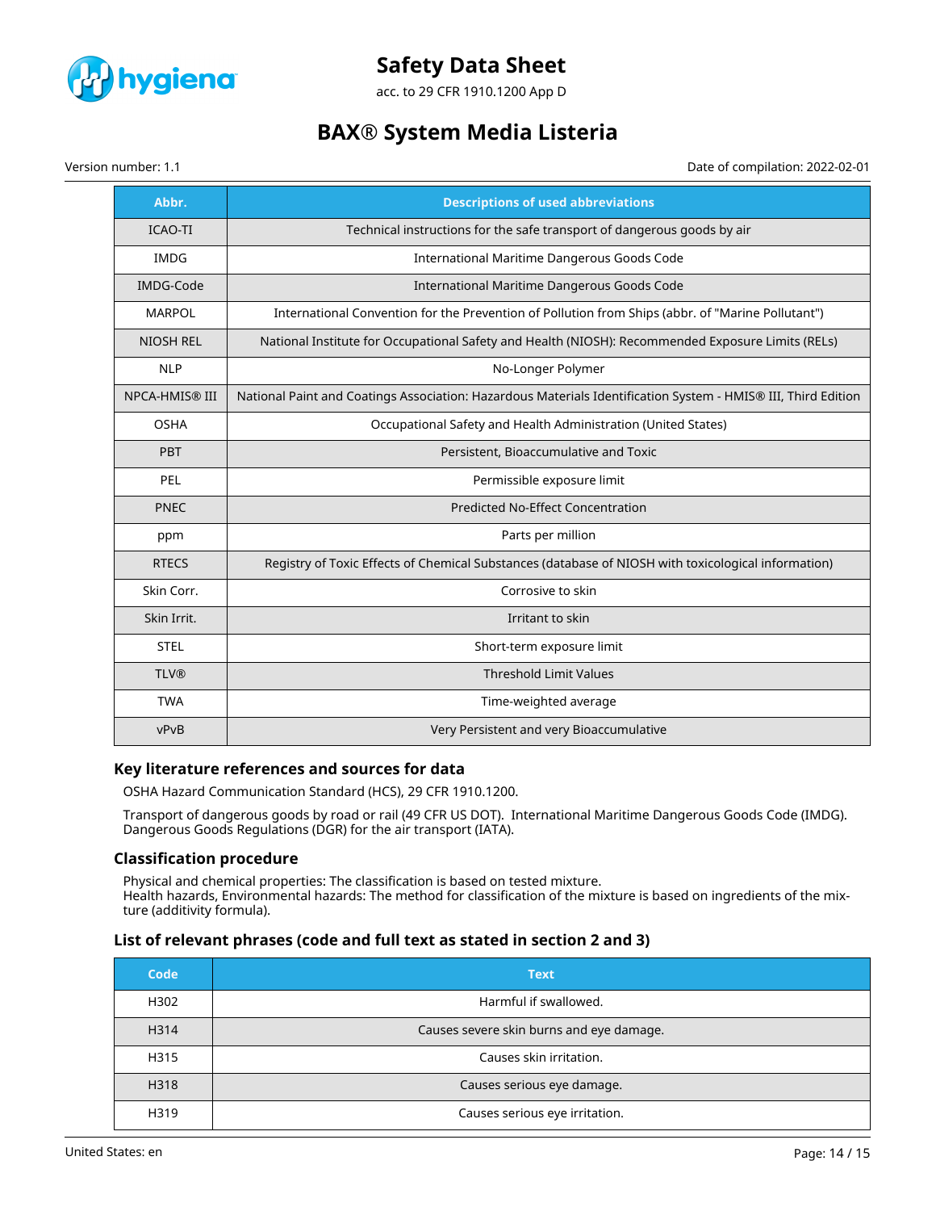| Abbr. | Descriptions of used abbreviations |
|---|---|
| ICAO-TI | Technical instructions for the safe transport of dangerous goods by air |
| IMDG | International Maritime Dangerous Goods Code |
| IMDG-Code | International Maritime Dangerous Goods Code |
| MARPOL | International Convention for the Prevention of Pollution from Ships (abbr. of "Marine Pollutant") |
| NIOSH REL | National Institute for Occupational Safety and Health (NIOSH): Recommended Exposure Limits (RELs) |
| NLP | No-Longer Polymer |
| NPCA-HMIS® III | National Paint and Coatings Association: Hazardous Materials Identification System - HMIS® III, Third Edition |
| OSHA | Occupational Safety and Health Administration (United States) |
| PBT | Persistent, Bioaccumulative and Toxic |
| PEL | Permissible exposure limit |
| PNEC | Predicted No-Effect Concentration |
| ppm | Parts per million |
| RTECS | Registry of Toxic Effects of Chemical Substances (database of NIOSH with toxicological information) |
| Skin Corr. | Corrosive to skin |
| Skin Irrit. | Irritant to skin |
| STEL | Short-term exposure limit |
| TLV® | Threshold Limit Values |
| TWA | Time-weighted average |
| vPvB | Very Persistent and very Bioaccumulative |

### Key literature references and sources for data

OSHA Hazard Communication Standard (HCS), 29 CFR 1910.1200.

Transport of dangerous goods by road or rail (49 CFR US DOT). International Maritime Dangerous Goods Code (IMDG). Dangerous Goods Regulations (DGR) for the air transport (IATA).

### Classification procedure

Physical and chemical properties: The classification is based on tested mixture.
Health hazards, Environmental hazards: The method for classification of the mixture is based on ingredients of the mixture (additivity formula).

### List of relevant phrases (code and full text as stated in section 2 and 3)

| Code | Text |
|---|---|
| H302 | Harmful if swallowed. |
| H314 | Causes severe skin burns and eye damage. |
| H315 | Causes skin irritation. |
| H318 | Causes serious eye damage. |
| H319 | Causes serious eye irritation. |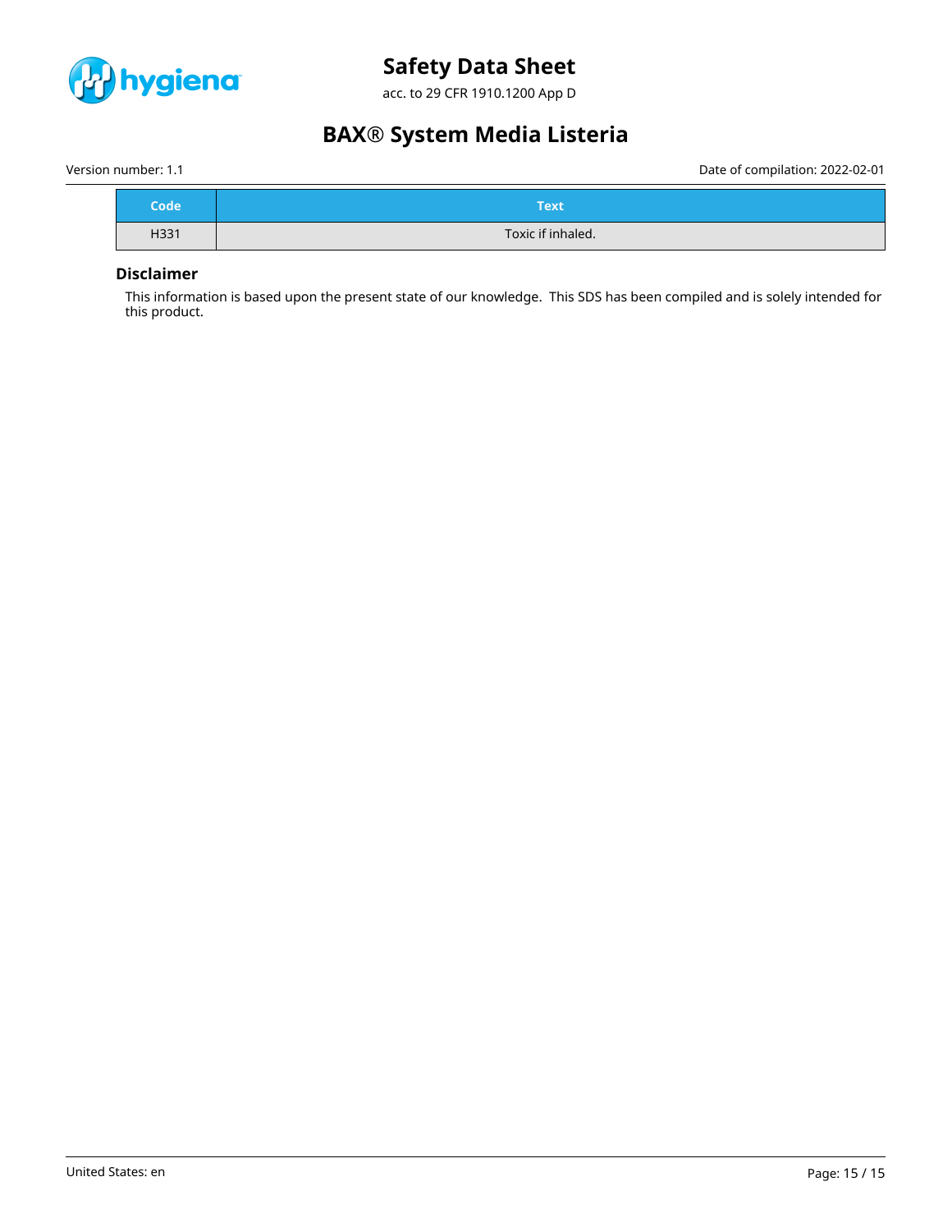| Code | Text |
|---|---|
| H331 | Toxic if inhaled. |

### Disclaimer

This information is based upon the present state of our knowledge. This SDS has been compiled and is solely intended for this product.